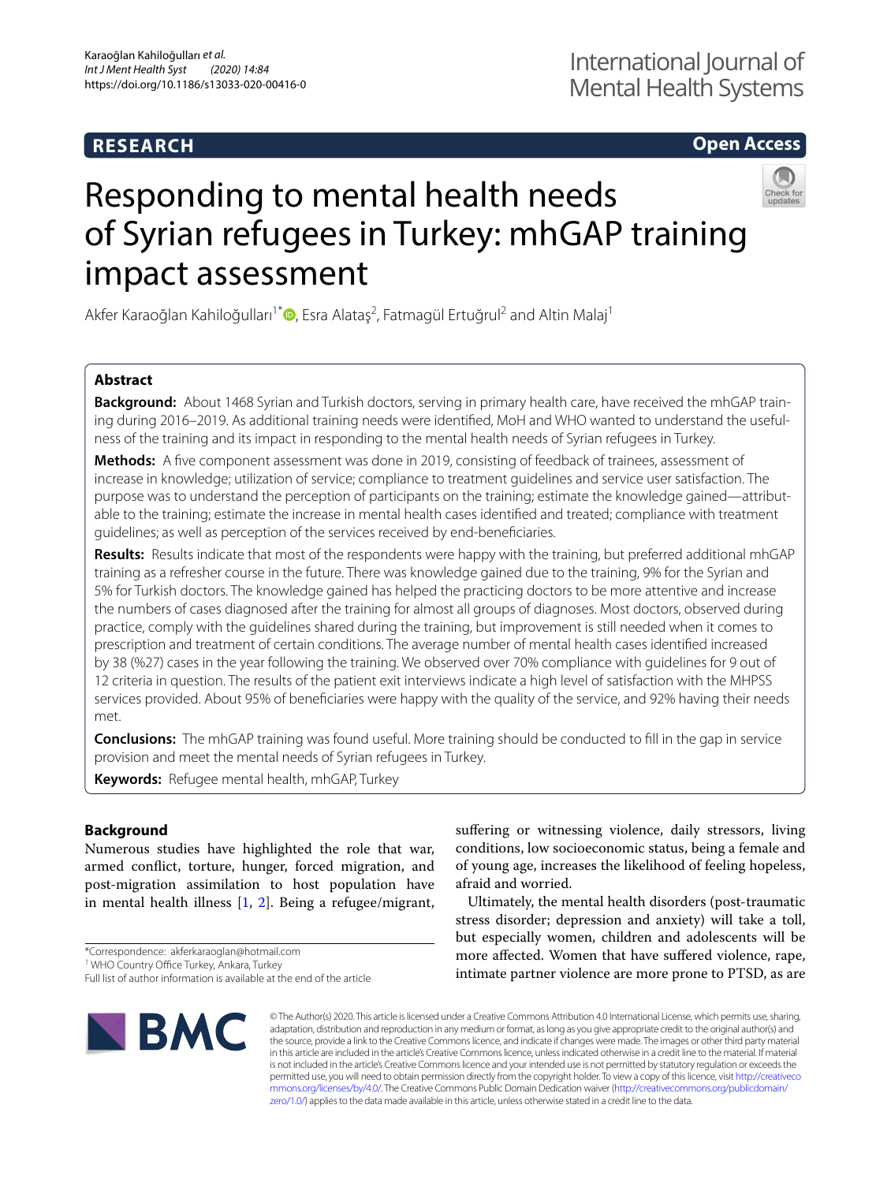**RESEARCH** **Open Access**

# Responding to mental health needs of Syrian refugees in Turkey: mhGAP training impact assessment

Akfer Karaoğlan Kahiloğulları[1*], Esra Alataş[2], Fatmagül Ertuğrul[2] and Altin Malaj[1]

## Abstract

**Background:** About 1468 Syrian and Turkish doctors, serving in primary health care, have received the mhGAP training during 2016–2019. As additional training needs were identified, MoH and WHO wanted to understand the usefulness of the training and its impact in responding to the mental health needs of Syrian refugees in Turkey.

**Methods:** A five component assessment was done in 2019, consisting of feedback of trainees, assessment of increase in knowledge; utilization of service; compliance to treatment guidelines and service user satisfaction. The purpose was to understand the perception of participants on the training; estimate the knowledge gained—attributable to the training; estimate the increase in mental health cases identified and treated; compliance with treatment guidelines; as well as perception of the services received by end-beneficiaries.

**Results:** Results indicate that most of the respondents were happy with the training, but preferred additional mhGAP training as a refresher course in the future. There was knowledge gained due to the training, 9% for the Syrian and 5% for Turkish doctors. The knowledge gained has helped the practicing doctors to be more attentive and increase the numbers of cases diagnosed after the training for almost all groups of diagnoses. Most doctors, observed during practice, comply with the guidelines shared during the training, but improvement is still needed when it comes to prescription and treatment of certain conditions. The average number of mental health cases identified increased by 38 (%27) cases in the year following the training. We observed over 70% compliance with guidelines for 9 out of 12 criteria in question. The results of the patient exit interviews indicate a high level of satisfaction with the MHPSS services provided. About 95% of beneficiaries were happy with the quality of the service, and 92% having their needs met.

**Conclusions:** The mhGAP training was found useful. More training should be conducted to fill in the gap in service provision and meet the mental needs of Syrian refugees in Turkey.

**Keywords:** Refugee mental health, mhGAP, Turkey

## Background

Numerous studies have highlighted the role that war, armed conflict, torture, hunger, forced migration, and post-migration assimilation to host population have in mental health illness [1, 2]. Being a refugee/migrant, suffering or witnessing violence, daily stressors, living conditions, low socioeconomic status, being a female and of young age, increases the likelihood of feeling hopeless, afraid and worried.

Ultimately, the mental health disorders (post-traumatic stress disorder; depression and anxiety) will take a toll, but especially women, children and adolescents will be more affected. Women that have suffered violence, rape, intimate partner violence are more prone to PTSD, as are

*Correspondence: akferkaraoglan@hotmail.com
[1] WHO Country Office Turkey, Ankara, Turkey
Full list of author information is available at the end of the article

© The Author(s) 2020. This article is licensed under a Creative Commons Attribution 4.0 International License, which permits use, sharing, adaptation, distribution and reproduction in any medium or format, as long as you give appropriate credit to the original author(s) and the source, provide a link to the Creative Commons licence, and indicate if changes were made. The images or other third party material in this article are included in the article's Creative Commons licence, unless indicated otherwise in a credit line to the material. If material is not included in the article's Creative Commons licence and your intended use is not permitted by statutory regulation or exceeds the permitted use, you will need to obtain permission directly from the copyright holder. To view a copy of this licence, visit http://creativecommons.org/licenses/by/4.0/. The Creative Commons Public Domain Dedication waiver (http://creativecommons.org/publicdomain/zero/1.0/) applies to the data made available in this article, unless otherwise stated in a credit line to the data.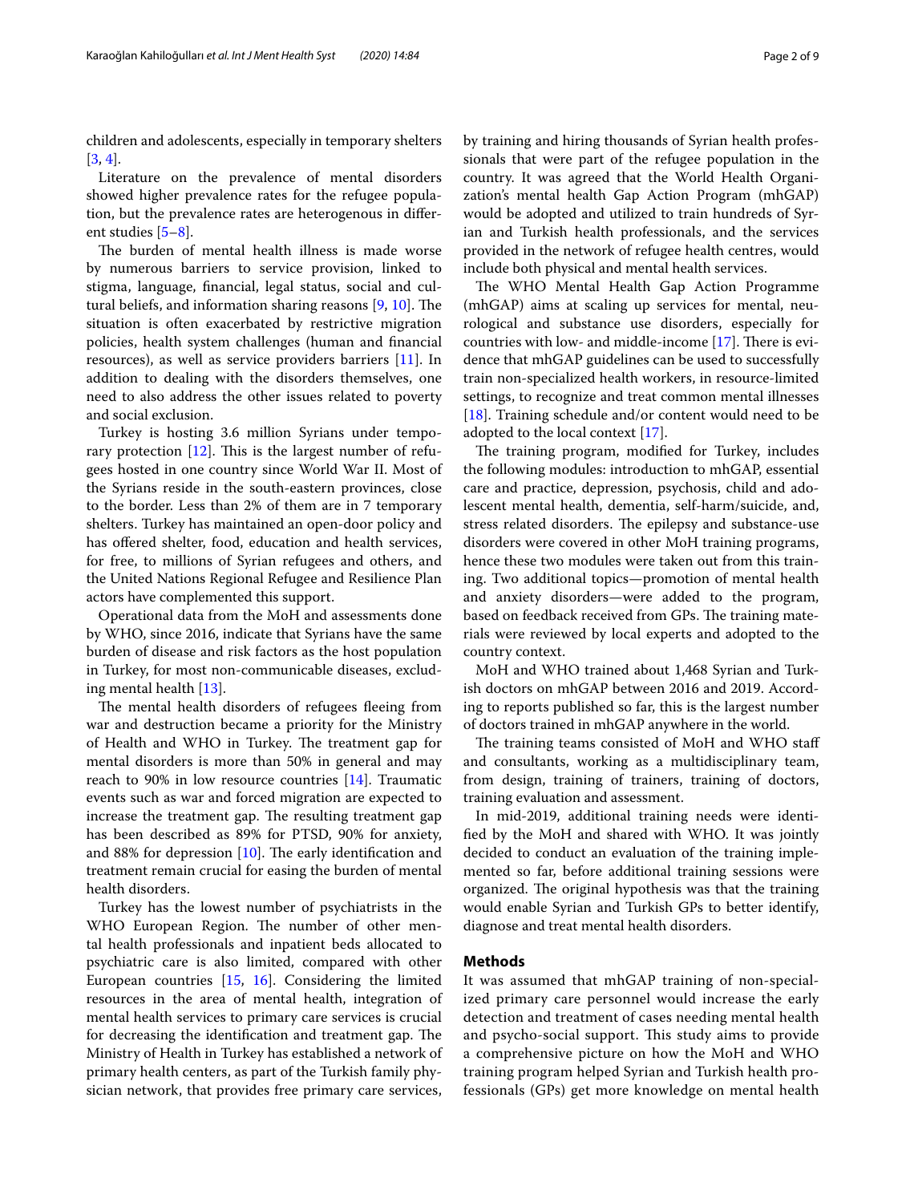children and adolescents, especially in temporary shelters [3, 4].

Literature on the prevalence of mental disorders showed higher prevalence rates for the refugee population, but the prevalence rates are heterogenous in different studies [5–8].

The burden of mental health illness is made worse by numerous barriers to service provision, linked to stigma, language, financial, legal status, social and cultural beliefs, and information sharing reasons [9, 10]. The situation is often exacerbated by restrictive migration policies, health system challenges (human and financial resources), as well as service providers barriers [11]. In addition to dealing with the disorders themselves, one need to also address the other issues related to poverty and social exclusion.

Turkey is hosting 3.6 million Syrians under temporary protection [12]. This is the largest number of refugees hosted in one country since World War II. Most of the Syrians reside in the south-eastern provinces, close to the border. Less than 2% of them are in 7 temporary shelters. Turkey has maintained an open-door policy and has offered shelter, food, education and health services, for free, to millions of Syrian refugees and others, and the United Nations Regional Refugee and Resilience Plan actors have complemented this support.

Operational data from the MoH and assessments done by WHO, since 2016, indicate that Syrians have the same burden of disease and risk factors as the host population in Turkey, for most non-communicable diseases, excluding mental health [13].

The mental health disorders of refugees fleeing from war and destruction became a priority for the Ministry of Health and WHO in Turkey. The treatment gap for mental disorders is more than 50% in general and may reach to 90% in low resource countries [14]. Traumatic events such as war and forced migration are expected to increase the treatment gap. The resulting treatment gap has been described as 89% for PTSD, 90% for anxiety, and 88% for depression [10]. The early identification and treatment remain crucial for easing the burden of mental health disorders.

Turkey has the lowest number of psychiatrists in the WHO European Region. The number of other mental health professionals and inpatient beds allocated to psychiatric care is also limited, compared with other European countries [15, 16]. Considering the limited resources in the area of mental health, integration of mental health services to primary care services is crucial for decreasing the identification and treatment gap. The Ministry of Health in Turkey has established a network of primary health centers, as part of the Turkish family physician network, that provides free primary care services, by training and hiring thousands of Syrian health professionals that were part of the refugee population in the country. It was agreed that the World Health Organization's mental health Gap Action Program (mhGAP) would be adopted and utilized to train hundreds of Syrian and Turkish health professionals, and the services provided in the network of refugee health centres, would include both physical and mental health services.

The WHO Mental Health Gap Action Programme (mhGAP) aims at scaling up services for mental, neurological and substance use disorders, especially for countries with low- and middle-income [17]. There is evidence that mhGAP guidelines can be used to successfully train non-specialized health workers, in resource-limited settings, to recognize and treat common mental illnesses [18]. Training schedule and/or content would need to be adopted to the local context [17].

The training program, modified for Turkey, includes the following modules: introduction to mhGAP, essential care and practice, depression, psychosis, child and adolescent mental health, dementia, self-harm/suicide, and, stress related disorders. The epilepsy and substance-use disorders were covered in other MoH training programs, hence these two modules were taken out from this training. Two additional topics—promotion of mental health and anxiety disorders—were added to the program, based on feedback received from GPs. The training materials were reviewed by local experts and adopted to the country context.

MoH and WHO trained about 1,468 Syrian and Turkish doctors on mhGAP between 2016 and 2019. According to reports published so far, this is the largest number of doctors trained in mhGAP anywhere in the world.

The training teams consisted of MoH and WHO staff and consultants, working as a multidisciplinary team, from design, training of trainers, training of doctors, training evaluation and assessment.

In mid-2019, additional training needs were identified by the MoH and shared with WHO. It was jointly decided to conduct an evaluation of the training implemented so far, before additional training sessions were organized. The original hypothesis was that the training would enable Syrian and Turkish GPs to better identify, diagnose and treat mental health disorders.

## Methods

It was assumed that mhGAP training of non-specialized primary care personnel would increase the early detection and treatment of cases needing mental health and psycho-social support. This study aims to provide a comprehensive picture on how the MoH and WHO training program helped Syrian and Turkish health professionals (GPs) get more knowledge on mental health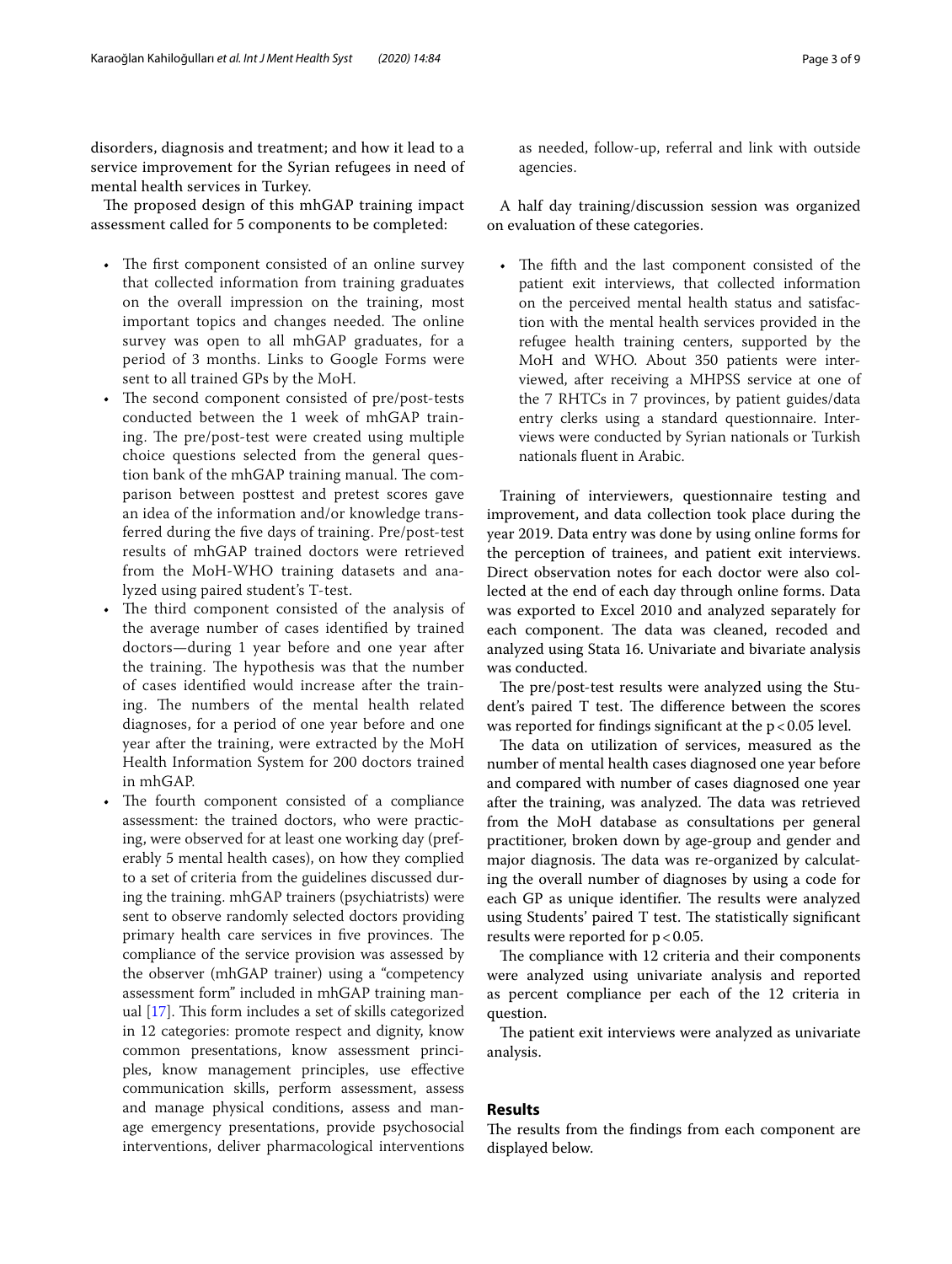disorders, diagnosis and treatment; and how it lead to a service improvement for the Syrian refugees in need of mental health services in Turkey.

The proposed design of this mhGAP training impact assessment called for 5 components to be completed:

- The first component consisted of an online survey that collected information from training graduates on the overall impression on the training, most important topics and changes needed. The online survey was open to all mhGAP graduates, for a period of 3 months. Links to Google Forms were sent to all trained GPs by the MoH.
- The second component consisted of pre/post-tests conducted between the 1 week of mhGAP training. The pre/post-test were created using multiple choice questions selected from the general question bank of the mhGAP training manual. The comparison between posttest and pretest scores gave an idea of the information and/or knowledge transferred during the five days of training. Pre/post-test results of mhGAP trained doctors were retrieved from the MoH-WHO training datasets and analyzed using paired student's T-test.
- The third component consisted of the analysis of the average number of cases identified by trained doctors—during 1 year before and one year after the training. The hypothesis was that the number of cases identified would increase after the training. The numbers of the mental health related diagnoses, for a period of one year before and one year after the training, were extracted by the MoH Health Information System for 200 doctors trained in mhGAP.
- The fourth component consisted of a compliance assessment: the trained doctors, who were practicing, were observed for at least one working day (preferably 5 mental health cases), on how they complied to a set of criteria from the guidelines discussed during the training. mhGAP trainers (psychiatrists) were sent to observe randomly selected doctors providing primary health care services in five provinces. The compliance of the service provision was assessed by the observer (mhGAP trainer) using a "competency assessment form" included in mhGAP training manual [17]. This form includes a set of skills categorized in 12 categories: promote respect and dignity, know common presentations, know assessment principles, know management principles, use effective communication skills, perform assessment, assess and manage physical conditions, assess and manage emergency presentations, provide psychosocial interventions, deliver pharmacological interventions as needed, follow-up, referral and link with outside agencies.

A half day training/discussion session was organized on evaluation of these categories.

- The fifth and the last component consisted of the patient exit interviews, that collected information on the perceived mental health status and satisfaction with the mental health services provided in the refugee health training centers, supported by the MoH and WHO. About 350 patients were interviewed, after receiving a MHPSS service at one of the 7 RHTCs in 7 provinces, by patient guides/data entry clerks using a standard questionnaire. Interviews were conducted by Syrian nationals or Turkish nationals fluent in Arabic.

Training of interviewers, questionnaire testing and improvement, and data collection took place during the year 2019. Data entry was done by using online forms for the perception of trainees, and patient exit interviews. Direct observation notes for each doctor were also collected at the end of each day through online forms. Data was exported to Excel 2010 and analyzed separately for each component. The data was cleaned, recoded and analyzed using Stata 16. Univariate and bivariate analysis was conducted.

The pre/post-test results were analyzed using the Student's paired T test. The difference between the scores was reported for findings significant at the $p<0.05$ level.

The data on utilization of services, measured as the number of mental health cases diagnosed one year before and compared with number of cases diagnosed one year after the training, was analyzed. The data was retrieved from the MoH database as consultations per general practitioner, broken down by age-group and gender and major diagnosis. The data was re-organized by calculating the overall number of diagnoses by using a code for each GP as unique identifier. The results were analyzed using Students' paired T test. The statistically significant results were reported for $p<0.05$.

The compliance with 12 criteria and their components were analyzed using univariate analysis and reported as percent compliance per each of the 12 criteria in question.

The patient exit interviews were analyzed as univariate analysis.

## Results

The results from the findings from each component are displayed below.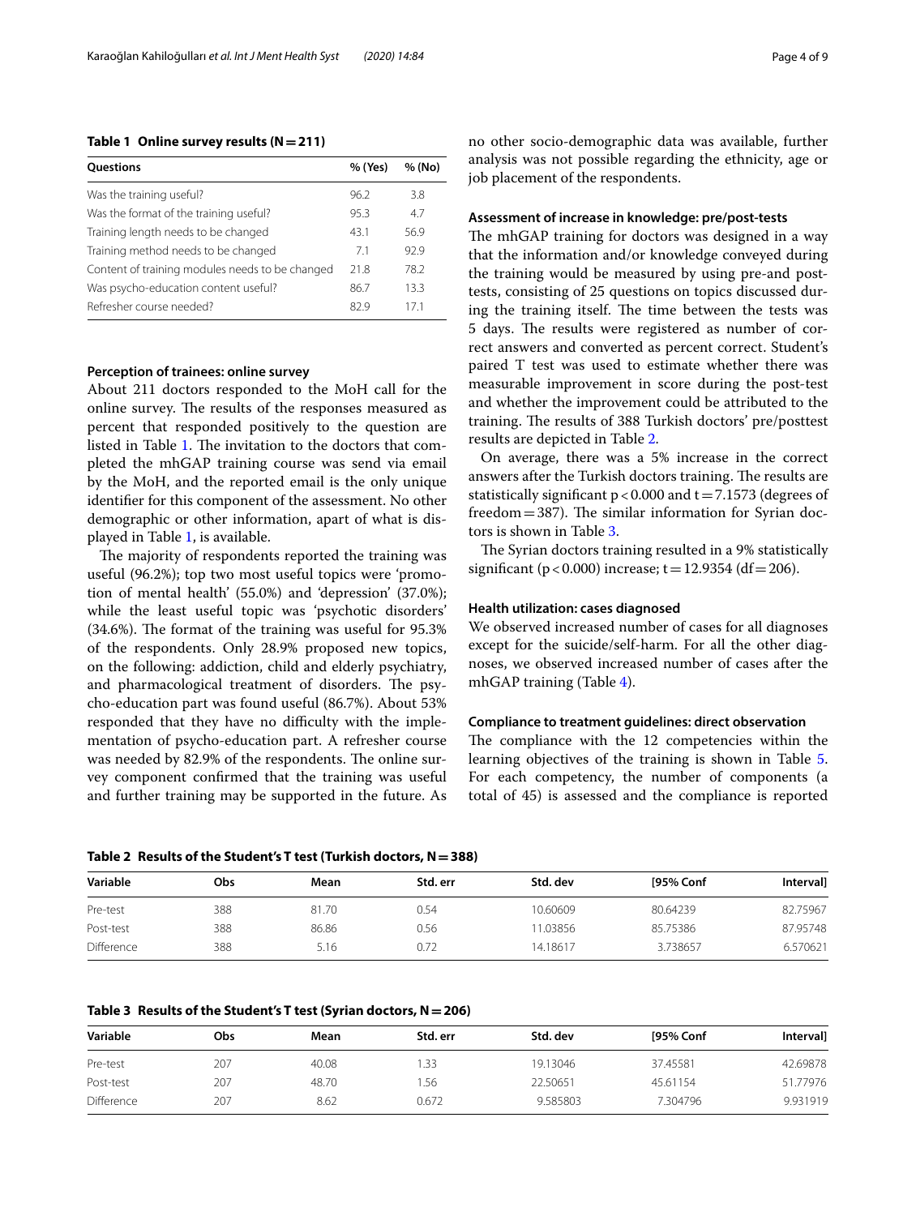**Table 1 Online survey results (N = 211)**

| Questions | % (Yes) | % (No) |
|---|---|---|
| Was the training useful? | 96.2 | 3.8 |
| Was the format of the training useful? | 95.3 | 4.7 |
| Training length needs to be changed | 43.1 | 56.9 |
| Training method needs to be changed | 7.1 | 92.9 |
| Content of training modules needs to be changed | 21.8 | 78.2 |
| Was psycho-education content useful? | 86.7 | 13.3 |
| Refresher course needed? | 82.9 | 17.1 |

### Perception of trainees: online survey

About 211 doctors responded to the MoH call for the online survey. The results of the responses measured as percent that responded positively to the question are listed in Table 1. The invitation to the doctors that completed the mhGAP training course was send via email by the MoH, and the reported email is the only unique identifier for this component of the assessment. No other demographic or other information, apart of what is displayed in Table 1, is available.

The majority of respondents reported the training was useful (96.2%); top two most useful topics were 'promotion of mental health' (55.0%) and 'depression' (37.0%); while the least useful topic was 'psychotic disorders' (34.6%). The format of the training was useful for 95.3% of the respondents. Only 28.9% proposed new topics, on the following: addiction, child and elderly psychiatry, and pharmacological treatment of disorders. The psycho-education part was found useful (86.7%). About 53% responded that they have no difficulty with the implementation of psycho-education part. A refresher course was needed by 82.9% of the respondents. The online survey component confirmed that the training was useful and further training may be supported in the future. As no other socio-demographic data was available, further analysis was not possible regarding the ethnicity, age or job placement of the respondents.

### Assessment of increase in knowledge: pre/post-tests

The mhGAP training for doctors was designed in a way that the information and/or knowledge conveyed during the training would be measured by using pre-and post-tests, consisting of 25 questions on topics discussed during the training itself. The time between the tests was 5 days. The results were registered as number of correct answers and converted as percent correct. Student's paired T test was used to estimate whether there was measurable improvement in score during the post-test and whether the improvement could be attributed to the training. The results of 388 Turkish doctors' pre/posttest results are depicted in Table 2.

On average, there was a 5% increase in the correct answers after the Turkish doctors training. The results are statistically significant $p < 0.000$ and $t = 7.1573$ (degrees of freedom = 387). The similar information for Syrian doctors is shown in Table 3.

The Syrian doctors training resulted in a 9% statistically significant ($p < 0.000$) increase; $t = 12.9354$ (df = 206).

### Health utilization: cases diagnosed

We observed increased number of cases for all diagnoses except for the suicide/self-harm. For all the other diagnoses, we observed increased number of cases after the mhGAP training (Table 4).

### Compliance to treatment guidelines: direct observation

The compliance with the 12 competencies within the learning objectives of the training is shown in Table 5. For each competency, the number of components (a total of 45) is assessed and the compliance is reported

**Table 2 Results of the Student's T test (Turkish doctors, N = 388)**

| Variable | Obs | Mean | Std. err | Std. dev | [95% Conf | Interval] |
|---|---|---|---|---|---|---|
| Pre-test | 388 | 81.70 | 0.54 | 10.60609 | 80.64239 | 82.75967 |
| Post-test | 388 | 86.86 | 0.56 | 11.03856 | 85.75386 | 87.95748 |
| Difference | 388 | 5.16 | 0.72 | 14.18617 | 3.738657 | 6.570621 |

**Table 3 Results of the Student's T test (Syrian doctors, N = 206)**

| Variable | Obs | Mean | Std. err | Std. dev | [95% Conf | Interval] |
|---|---|---|---|---|---|---|
| Pre-test | 207 | 40.08 | 1.33 | 19.13046 | 37.45581 | 42.69878 |
| Post-test | 207 | 48.70 | 1.56 | 22.50651 | 45.61154 | 51.77976 |
| Difference | 207 | 8.62 | 0.672 | 9.585803 | 7.304796 | 9.931919 |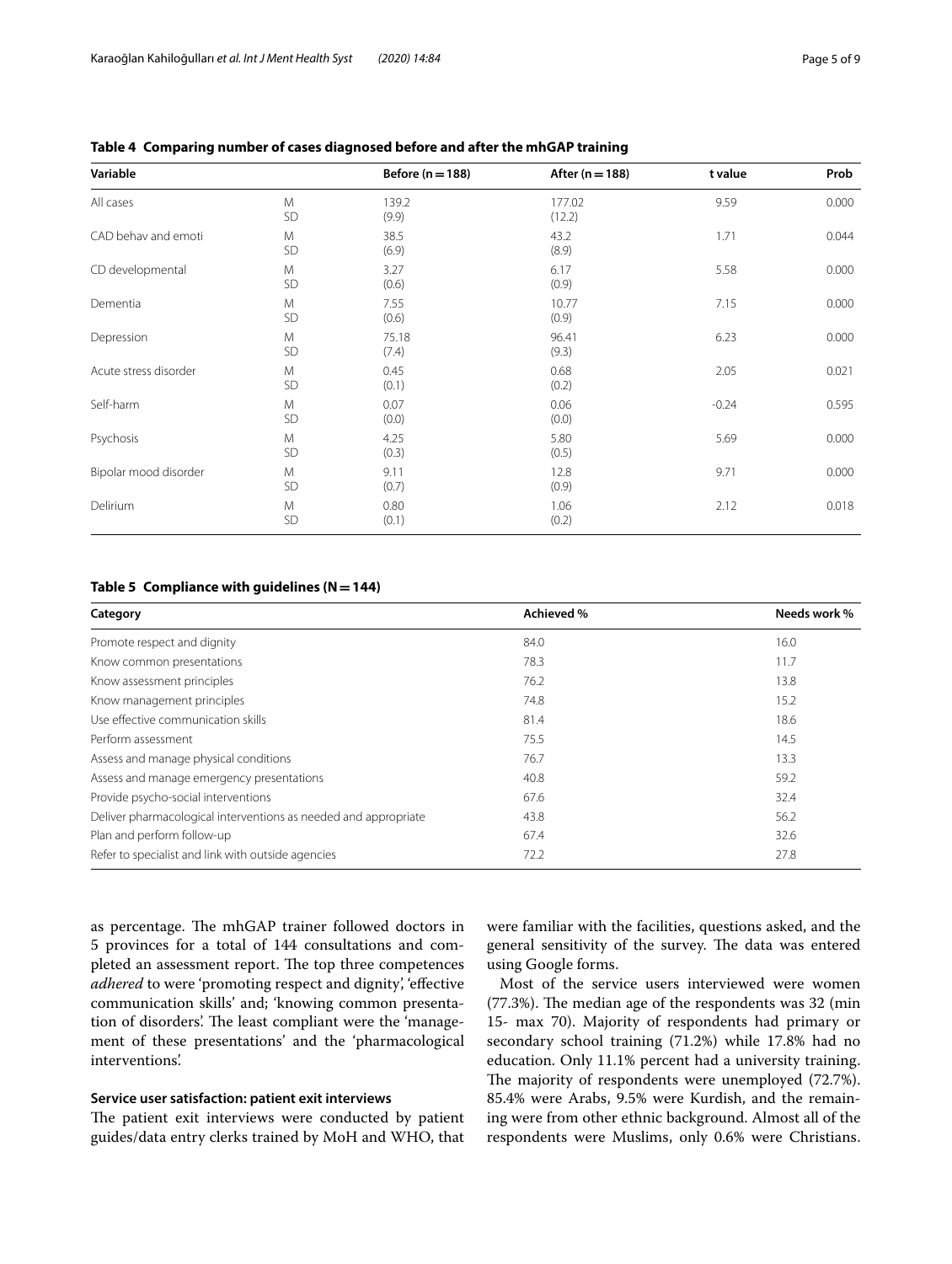**Table 4 Comparing number of cases diagnosed before and after the mhGAP training**

| Variable | | Before (n = 188) | After (n = 188) | t value | Prob |
|---|---|---|---|---|---|
| All cases | M<br>SD | 139.2<br>(9.9) | 177.02<br>(12.2) | 9.59 | 0.000 |
| CAD behav and emoti | M<br>SD | 38.5<br>(6.9) | 43.2<br>(8.9) | 1.71 | 0.044 |
| CD developmental | M<br>SD | 3.27<br>(0.6) | 6.17<br>(0.9) | 5.58 | 0.000 |
| Dementia | M<br>SD | 7.55<br>(0.6) | 10.77<br>(0.9) | 7.15 | 0.000 |
| Depression | M<br>SD | 75.18<br>(7.4) | 96.41<br>(9.3) | 6.23 | 0.000 |
| Acute stress disorder | M<br>SD | 0.45<br>(0.1) | 0.68<br>(0.2) | 2.05 | 0.021 |
| Self-harm | M<br>SD | 0.07<br>(0.0) | 0.06<br>(0.0) | -0.24 | 0.595 |
| Psychosis | M<br>SD | 4.25<br>(0.3) | 5.80<br>(0.5) | 5.69 | 0.000 |
| Bipolar mood disorder | M<br>SD | 9.11<br>(0.7) | 12.8<br>(0.9) | 9.71 | 0.000 |
| Delirium | M<br>SD | 0.80<br>(0.1) | 1.06<br>(0.2) | 2.12 | 0.018 |

**Table 5 Compliance with guidelines (N = 144)**

| Category | Achieved % | Needs work % |
|---|---|---|
| Promote respect and dignity | 84.0 | 16.0 |
| Know common presentations | 78.3 | 11.7 |
| Know assessment principles | 76.2 | 13.8 |
| Know management principles | 74.8 | 15.2 |
| Use effective communication skills | 81.4 | 18.6 |
| Perform assessment | 75.5 | 14.5 |
| Assess and manage physical conditions | 76.7 | 13.3 |
| Assess and manage emergency presentations | 40.8 | 59.2 |
| Provide psycho-social interventions | 67.6 | 32.4 |
| Deliver pharmacological interventions as needed and appropriate | 43.8 | 56.2 |
| Plan and perform follow-up | 67.4 | 32.6 |
| Refer to specialist and link with outside agencies | 72.2 | 27.8 |

as percentage. The mhGAP trainer followed doctors in 5 provinces for a total of 144 consultations and completed an assessment report. The top three competences *adhered* to were 'promoting respect and dignity', 'effective communication skills' and; 'knowing common presentation of disorders'. The least compliant were the 'management of these presentations' and the 'pharmacological interventions'.

### Service user satisfaction: patient exit interviews

The patient exit interviews were conducted by patient guides/data entry clerks trained by MoH and WHO, that were familiar with the facilities, questions asked, and the general sensitivity of the survey. The data was entered using Google forms.

Most of the service users interviewed were women (77.3%). The median age of the respondents was 32 (min 15- max 70). Majority of respondents had primary or secondary school training (71.2%) while 17.8% had no education. Only 11.1% percent had a university training. The majority of respondents were unemployed (72.7%). 85.4% were Arabs, 9.5% were Kurdish, and the remaining were from other ethnic background. Almost all of the respondents were Muslims, only 0.6% were Christians.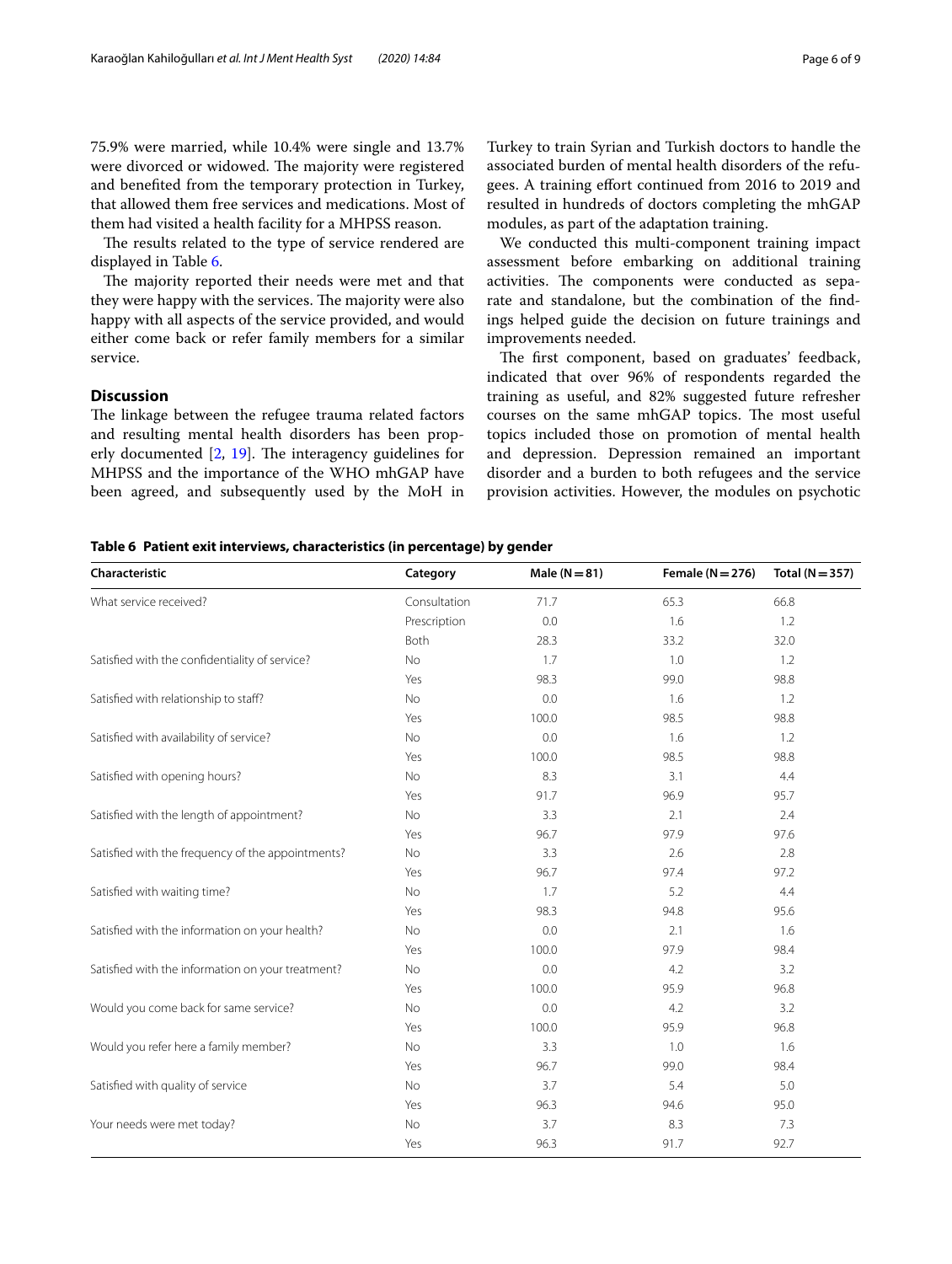75.9% were married, while 10.4% were single and 13.7% were divorced or widowed. The majority were registered and benefited from the temporary protection in Turkey, that allowed them free services and medications. Most of them had visited a health facility for a MHPSS reason.

The results related to the type of service rendered are displayed in Table 6.

The majority reported their needs were met and that they were happy with the services. The majority were also happy with all aspects of the service provided, and would either come back or refer family members for a similar service.

## Discussion

The linkage between the refugee trauma related factors and resulting mental health disorders has been properly documented [2, 19]. The interagency guidelines for MHPSS and the importance of the WHO mhGAP have been agreed, and subsequently used by the MoH in Turkey to train Syrian and Turkish doctors to handle the associated burden of mental health disorders of the refugees. A training effort continued from 2016 to 2019 and resulted in hundreds of doctors completing the mhGAP modules, as part of the adaptation training.

We conducted this multi-component training impact assessment before embarking on additional training activities. The components were conducted as separate and standalone, but the combination of the findings helped guide the decision on future trainings and improvements needed.

The first component, based on graduates' feedback, indicated that over 96% of respondents regarded the training as useful, and 82% suggested future refresher courses on the same mhGAP topics. The most useful topics included those on promotion of mental health and depression. Depression remained an important disorder and a burden to both refugees and the service provision activities. However, the modules on psychotic

**Table 6 Patient exit interviews, characteristics (in percentage) by gender**

| Characteristic | Category | Male (N = 81) | Female (N = 276) | Total (N = 357) |
|---|---|---|---|---|
| What service received? | Consultation | 71.7 | 65.3 | 66.8 |
| | Prescription | 0.0 | 1.6 | 1.2 |
| | Both | 28.3 | 33.2 | 32.0 |
| Satisfied with the confidentiality of service? | No | 1.7 | 1.0 | 1.2 |
| | Yes | 98.3 | 99.0 | 98.8 |
| Satisfied with relationship to staff? | No | 0.0 | 1.6 | 1.2 |
| | Yes | 100.0 | 98.5 | 98.8 |
| Satisfied with availability of service? | No | 0.0 | 1.6 | 1.2 |
| | Yes | 100.0 | 98.5 | 98.8 |
| Satisfied with opening hours? | No | 8.3 | 3.1 | 4.4 |
| | Yes | 91.7 | 96.9 | 95.7 |
| Satisfied with the length of appointment? | No | 3.3 | 2.1 | 2.4 |
| | Yes | 96.7 | 97.9 | 97.6 |
| Satisfied with the frequency of the appointments? | No | 3.3 | 2.6 | 2.8 |
| | Yes | 96.7 | 97.4 | 97.2 |
| Satisfied with waiting time? | No | 1.7 | 5.2 | 4.4 |
| | Yes | 98.3 | 94.8 | 95.6 |
| Satisfied with the information on your health? | No | 0.0 | 2.1 | 1.6 |
| | Yes | 100.0 | 97.9 | 98.4 |
| Satisfied with the information on your treatment? | No | 0.0 | 4.2 | 3.2 |
| | Yes | 100.0 | 95.9 | 96.8 |
| Would you come back for same service? | No | 0.0 | 4.2 | 3.2 |
| | Yes | 100.0 | 95.9 | 96.8 |
| Would you refer here a family member? | No | 3.3 | 1.0 | 1.6 |
| | Yes | 96.7 | 99.0 | 98.4 |
| Satisfied with quality of service | No | 3.7 | 5.4 | 5.0 |
| | Yes | 96.3 | 94.6 | 95.0 |
| Your needs were met today? | No | 3.7 | 8.3 | 7.3 |
| | Yes | 96.3 | 91.7 | 92.7 |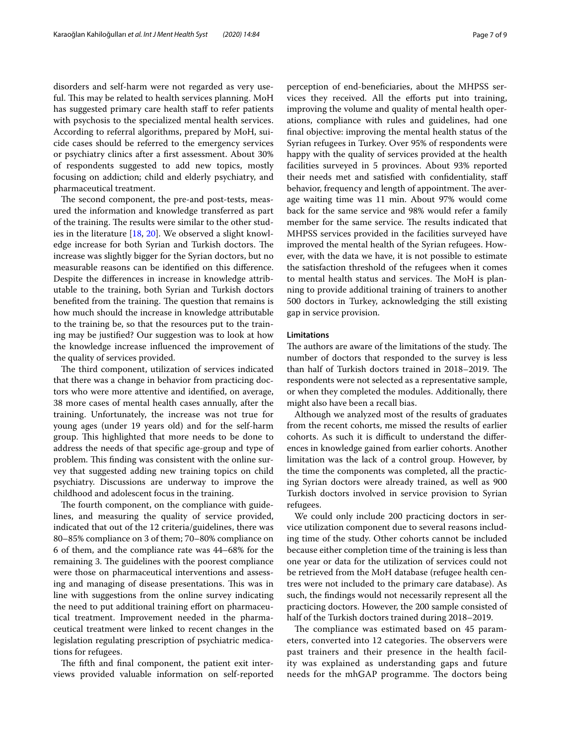disorders and self-harm were not regarded as very useful. This may be related to health services planning. MoH has suggested primary care health staff to refer patients with psychosis to the specialized mental health services. According to referral algorithms, prepared by MoH, suicide cases should be referred to the emergency services or psychiatry clinics after a first assessment. About 30% of respondents suggested to add new topics, mostly focusing on addiction; child and elderly psychiatry, and pharmaceutical treatment.

The second component, the pre-and post-tests, measured the information and knowledge transferred as part of the training. The results were similar to the other studies in the literature [18, 20]. We observed a slight knowledge increase for both Syrian and Turkish doctors. The increase was slightly bigger for the Syrian doctors, but no measurable reasons can be identified on this difference. Despite the differences in increase in knowledge attributable to the training, both Syrian and Turkish doctors benefited from the training. The question that remains is how much should the increase in knowledge attributable to the training be, so that the resources put to the training may be justified? Our suggestion was to look at how the knowledge increase influenced the improvement of the quality of services provided.

The third component, utilization of services indicated that there was a change in behavior from practicing doctors who were more attentive and identified, on average, 38 more cases of mental health cases annually, after the training. Unfortunately, the increase was not true for young ages (under 19 years old) and for the self-harm group. This highlighted that more needs to be done to address the needs of that specific age-group and type of problem. This finding was consistent with the online survey that suggested adding new training topics on child psychiatry. Discussions are underway to improve the childhood and adolescent focus in the training.

The fourth component, on the compliance with guidelines, and measuring the quality of service provided, indicated that out of the 12 criteria/guidelines, there was 80–85% compliance on 3 of them; 70–80% compliance on 6 of them, and the compliance rate was 44–68% for the remaining 3. The guidelines with the poorest compliance were those on pharmaceutical interventions and assessing and managing of disease presentations. This was in line with suggestions from the online survey indicating the need to put additional training effort on pharmaceutical treatment. Improvement needed in the pharmaceutical treatment were linked to recent changes in the legislation regulating prescription of psychiatric medications for refugees.

The fifth and final component, the patient exit interviews provided valuable information on self-reported perception of end-beneficiaries, about the MHPSS services they received. All the efforts put into training, improving the volume and quality of mental health operations, compliance with rules and guidelines, had one final objective: improving the mental health status of the Syrian refugees in Turkey. Over 95% of respondents were happy with the quality of services provided at the health facilities surveyed in 5 provinces. About 93% reported their needs met and satisfied with confidentiality, staff behavior, frequency and length of appointment. The average waiting time was 11 min. About 97% would come back for the same service and 98% would refer a family member for the same service. The results indicated that MHPSS services provided in the facilities surveyed have improved the mental health of the Syrian refugees. However, with the data we have, it is not possible to estimate the satisfaction threshold of the refugees when it comes to mental health status and services. The MoH is planning to provide additional training of trainers to another 500 doctors in Turkey, acknowledging the still existing gap in service provision.

## Limitations

The authors are aware of the limitations of the study. The number of doctors that responded to the survey is less than half of Turkish doctors trained in 2018–2019. The respondents were not selected as a representative sample, or when they completed the modules. Additionally, there might also have been a recall bias.

Although we analyzed most of the results of graduates from the recent cohorts, me missed the results of earlier cohorts. As such it is difficult to understand the differences in knowledge gained from earlier cohorts. Another limitation was the lack of a control group. However, by the time the components was completed, all the practicing Syrian doctors were already trained, as well as 900 Turkish doctors involved in service provision to Syrian refugees.

We could only include 200 practicing doctors in service utilization component due to several reasons including time of the study. Other cohorts cannot be included because either completion time of the training is less than one year or data for the utilization of services could not be retrieved from the MoH database (refugee health centres were not included to the primary care database). As such, the findings would not necessarily represent all the practicing doctors. However, the 200 sample consisted of half of the Turkish doctors trained during 2018–2019.

The compliance was estimated based on 45 parameters, converted into 12 categories. The observers were past trainers and their presence in the health facility was explained as understanding gaps and future needs for the mhGAP programme. The doctors being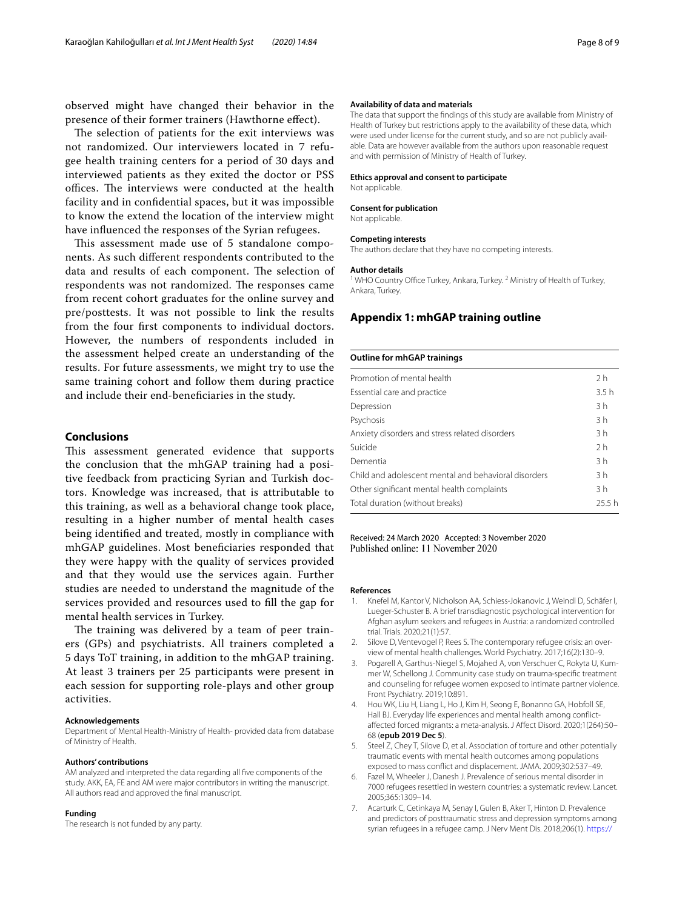observed might have changed their behavior in the presence of their former trainers (Hawthorne effect).

The selection of patients for the exit interviews was not randomized. Our interviewers located in 7 refugee health training centers for a period of 30 days and interviewed patients as they exited the doctor or PSS offices. The interviews were conducted at the health facility and in confidential spaces, but it was impossible to know the extend the location of the interview might have influenced the responses of the Syrian refugees.

This assessment made use of 5 standalone components. As such different respondents contributed to the data and results of each component. The selection of respondents was not randomized. The responses came from recent cohort graduates for the online survey and pre/posttests. It was not possible to link the results from the four first components to individual doctors. However, the numbers of respondents included in the assessment helped create an understanding of the results. For future assessments, we might try to use the same training cohort and follow them during practice and include their end-beneficiaries in the study.

## Conclusions

This assessment generated evidence that supports the conclusion that the mhGAP training had a positive feedback from practicing Syrian and Turkish doctors. Knowledge was increased, that is attributable to this training, as well as a behavioral change took place, resulting in a higher number of mental health cases being identified and treated, mostly in compliance with mhGAP guidelines. Most beneficiaries responded that they were happy with the quality of services provided and that they would use the services again. Further studies are needed to understand the magnitude of the services provided and resources used to fill the gap for mental health services in Turkey.

The training was delivered by a team of peer trainers (GPs) and psychiatrists. All trainers completed a 5 days ToT training, in addition to the mhGAP training. At least 3 trainers per 25 participants were present in each session for supporting role-plays and other group activities.

#### Acknowledgements

Department of Mental Health-Ministry of Health- provided data from database of Ministry of Health.

#### Authors' contributions

AM analyzed and interpreted the data regarding all five components of the study. AKK, EA, FE and AM were major contributors in writing the manuscript. All authors read and approved the final manuscript.

#### Funding

The research is not funded by any party.

#### Availability of data and materials

The data that support the findings of this study are available from Ministry of Health of Turkey but restrictions apply to the availability of these data, which were used under license for the current study, and so are not publicly available. Data are however available from the authors upon reasonable request and with permission of Ministry of Health of Turkey.

#### Ethics approval and consent to participate

Not applicable.

#### Consent for publication

Not applicable.

#### Competing interests

The authors declare that they have no competing interests.

#### Author details

[1] WHO Country Office Turkey, Ankara, Turkey. [2] Ministry of Health of Turkey, Ankara, Turkey.

## Appendix 1: mhGAP training outline

| Outline for mhGAP trainings | |
|---|---|
| Promotion of mental health | 2 h |
| Essential care and practice | 3.5 h |
| Depression | 3 h |
| Psychosis | 3 h |
| Anxiety disorders and stress related disorders | 3 h |
| Suicide | 2 h |
| Dementia | 3 h |
| Child and adolescent mental and behavioral disorders | 3 h |
| Other significant mental health complaints | 3 h |
| Total duration (without breaks) | 25.5 h |

Received: 24 March 2020 Accepted: 3 November 2020
Published online: 11 November 2020

#### References

1. Knefel M, Kantor V, Nicholson AA, Schiess-Jokanovic J, Weindl D, Schäfer I, Lueger-Schuster B. A brief transdiagnostic psychological intervention for Afghan asylum seekers and refugees in Austria: a randomized controlled trial. Trials. 2020;21(1):57.
2. Silove D, Ventevogel P, Rees S. The contemporary refugee crisis: an overview of mental health challenges. World Psychiatry. 2017;16(2):130–9.
3. Pogarell A, Garthus-Niegel S, Mojahed A, von Verschuer C, Rokyta U, Kummer W, Schellong J. Community case study on trauma-specific treatment and counseling for refugee women exposed to intimate partner violence. Front Psychiatry. 2019;10:891.
4. Hou WK, Liu H, Liang L, Ho J, Kim H, Seong E, Bonanno GA, Hobfoll SE, Hall BJ. Everyday life experiences and mental health among conflict-affected forced migrants: a meta-analysis. J Affect Disord. 2020;1(264):50–68 (**epub 2019 Dec 5**).
5. Steel Z, Chey T, Silove D, et al. Association of torture and other potentially traumatic events with mental health outcomes among populations exposed to mass conflict and displacement. JAMA. 2009;302:537–49.
6. Fazel M, Wheeler J, Danesh J. Prevalence of serious mental disorder in 7000 refugees resettled in western countries: a systematic review. Lancet. 2005;365:1309–14.
7. Acarturk C, Cetinkaya M, Senay I, Gulen B, Aker T, Hinton D. Prevalence and predictors of posttraumatic stress and depression symptoms among syrian refugees in a refugee camp. J Nerv Ment Dis. 2018;206(1). https://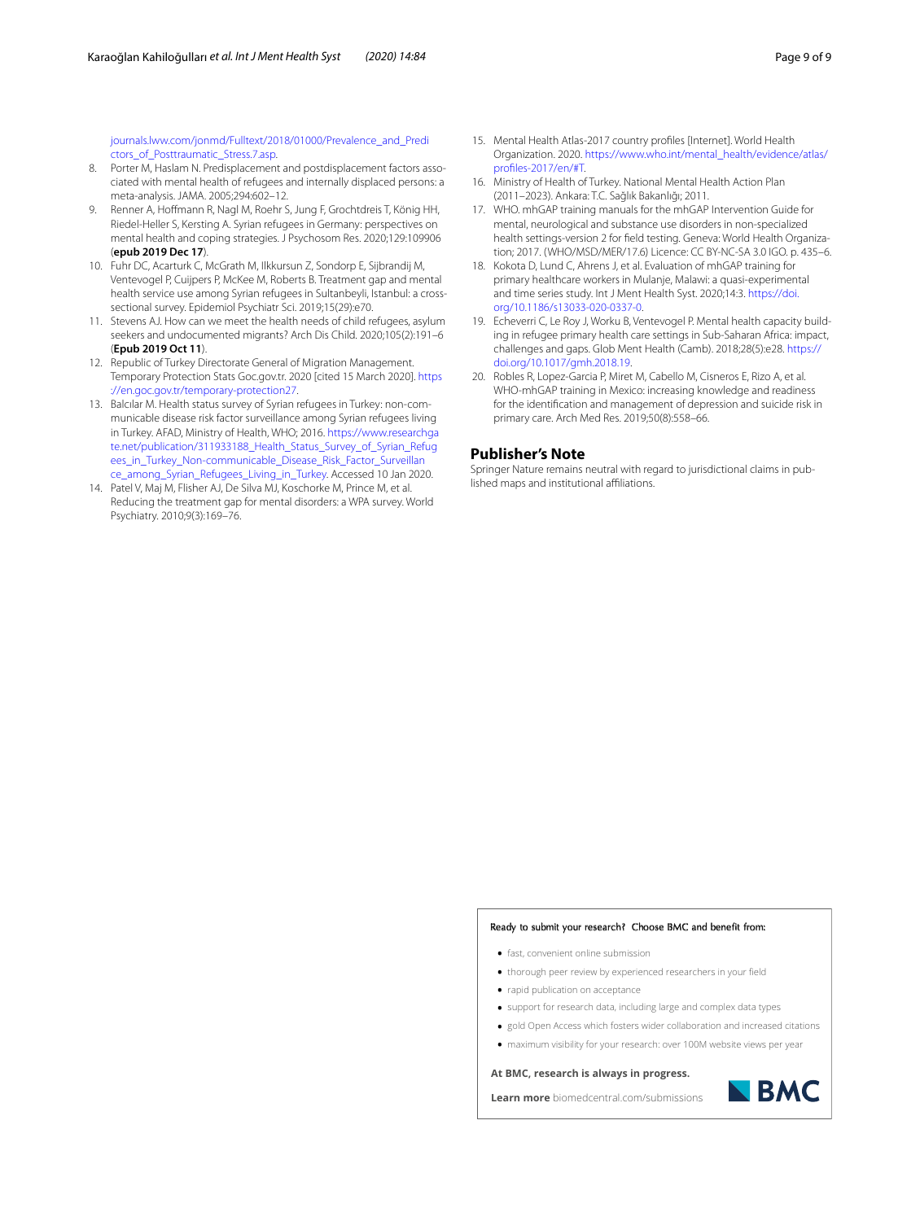journals.lww.com/jonmd/Fulltext/2018/01000/Prevalence_and_Predictors_of_Posttraumatic_Stress.7.asp.

8. Porter M, Haslam N. Predisplacement and postdisplacement factors associated with mental health of refugees and internally displaced persons: a meta-analysis. JAMA. 2005;294:602–12.
9. Renner A, Hoffmann R, Nagl M, Roehr S, Jung F, Grochtdreis T, König HH, Riedel-Heller S, Kersting A. Syrian refugees in Germany: perspectives on mental health and coping strategies. J Psychosom Res. 2020;129:109906 (**epub 2019 Dec 17**).
10. Fuhr DC, Acarturk C, McGrath M, Ilkkursun Z, Sondorp E, Sijbrandij M, Ventevogel P, Cuijpers P, McKee M, Roberts B. Treatment gap and mental health service use among Syrian refugees in Sultanbeyli, Istanbul: a cross-sectional survey. Epidemiol Psychiatr Sci. 2019;15(29):e70.
11. Stevens AJ. How can we meet the health needs of child refugees, asylum seekers and undocumented migrants? Arch Dis Child. 2020;105(2):191–6 (**Epub 2019 Oct 11**).
12. Republic of Turkey Directorate General of Migration Management. Temporary Protection Stats Goc.gov.tr. 2020 [cited 15 March 2020]. https://en.goc.gov.tr/temporary-protection27.
13. Balcılar M. Health status survey of Syrian refugees in Turkey: non-communicable disease risk factor surveillance among Syrian refugees living in Turkey. AFAD, Ministry of Health, WHO; 2016. https://www.researchgate.net/publication/311933188_Health_Status_Survey_of_Syrian_Refugees_in_Turkey_Non-communicable_Disease_Risk_Factor_Surveillance_among_Syrian_Refugees_Living_in_Turkey. Accessed 10 Jan 2020.
14. Patel V, Maj M, Flisher AJ, De Silva MJ, Koschorke M, Prince M, et al. Reducing the treatment gap for mental disorders: a WPA survey. World Psychiatry. 2010;9(3):169–76.
15. Mental Health Atlas-2017 country profiles [Internet]. World Health Organization. 2020. https://www.who.int/mental_health/evidence/atlas/profiles-2017/en/#T.
16. Ministry of Health of Turkey. National Mental Health Action Plan (2011–2023). Ankara: T.C. Sağlık Bakanlığı; 2011.
17. WHO. mhGAP training manuals for the mhGAP Intervention Guide for mental, neurological and substance use disorders in non-specialized health settings-version 2 for field testing. Geneva: World Health Organization; 2017. (WHO/MSD/MER/17.6) Licence: CC BY-NC-SA 3.0 IGO. p. 435–6.
18. Kokota D, Lund C, Ahrens J, et al. Evaluation of mhGAP training for primary healthcare workers in Mulanje, Malawi: a quasi-experimental and time series study. Int J Ment Health Syst. 2020;14:3. https://doi.org/10.1186/s13033-020-0337-0.
19. Echeverri C, Le Roy J, Worku B, Ventevogel P. Mental health capacity building in refugee primary health care settings in Sub-Saharan Africa: impact, challenges and gaps. Glob Ment Health (Camb). 2018;28(5):e28. https://doi.org/10.1017/gmh.2018.19.
20. Robles R, Lopez-Garcia P, Miret M, Cabello M, Cisneros E, Rizo A, et al. WHO-mhGAP training in Mexico: increasing knowledge and readiness for the identification and management of depression and suicide risk in primary care. Arch Med Res. 2019;50(8):558–66.

## Publisher's Note

Springer Nature remains neutral with regard to jurisdictional claims in published maps and institutional affiliations.

Ready to submit your research? Choose BMC and benefit from:

- fast, convenient online submission
- thorough peer review by experienced researchers in your field
- rapid publication on acceptance
- support for research data, including large and complex data types
- gold Open Access which fosters wider collaboration and increased citations
- maximum visibility for your research: over 100M website views per year

**At BMC, research is always in progress.**

**Learn more** biomedcentral.com/submissions

BMC